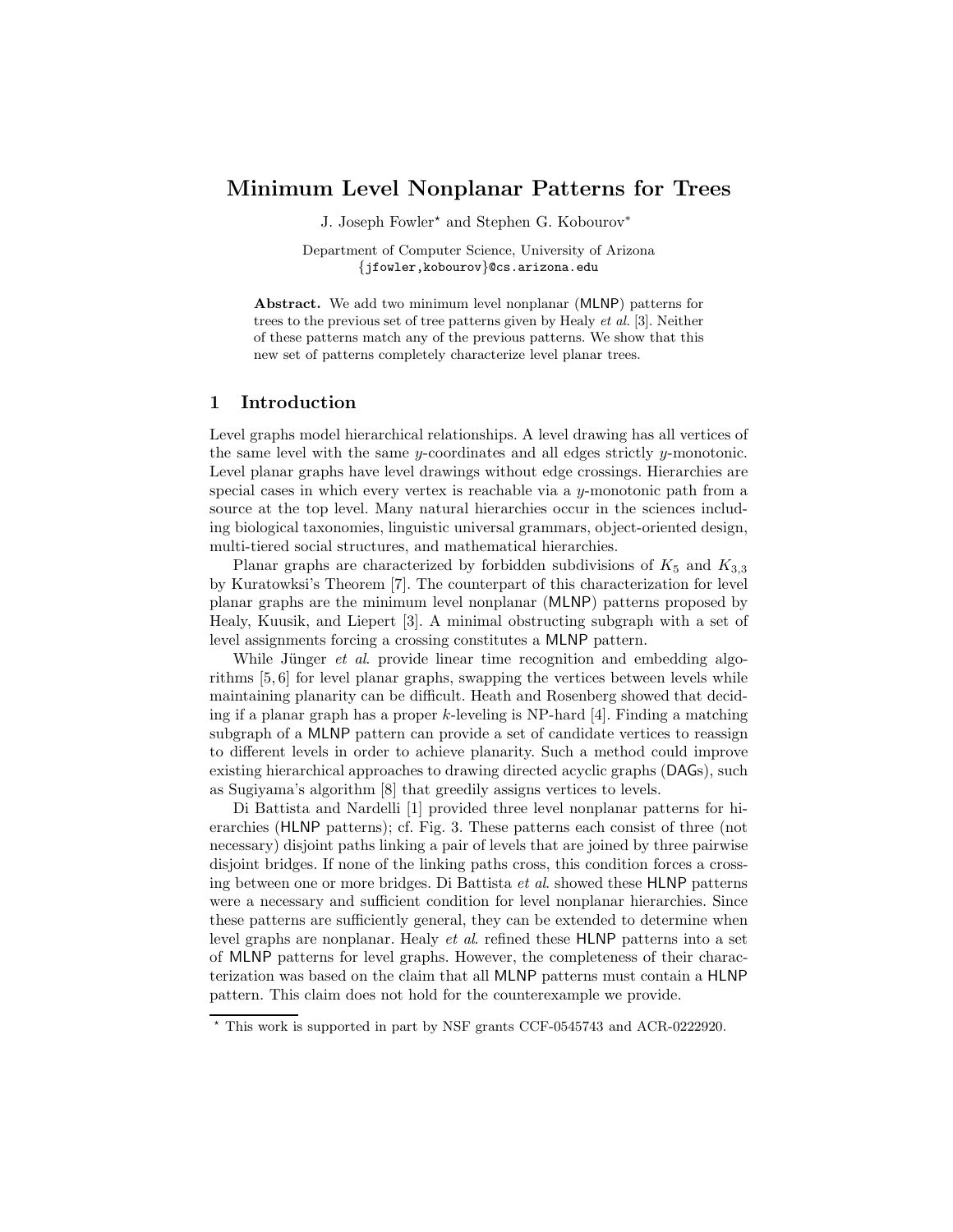# Minimum Level Nonplanar Patterns for Trees

J. Joseph Fowler* and Stephen G. Kobourov*

Department of Computer Science, University of Arizona
{jfowler,kobourov}@cs.arizona.edu

**Abstract.** We add two minimum level nonplanar (MLNP) patterns for trees to the previous set of tree patterns given by Healy *et al.* [3]. Neither of these patterns match any of the previous patterns. We show that this new set of patterns completely characterize level planar trees.

## 1 Introduction

Level graphs model hierarchical relationships. A level drawing has all vertices of the same level with the same $y$-coordinates and all edges strictly $y$-monotonic. Level planar graphs have level drawings without edge crossings. Hierarchies are special cases in which every vertex is reachable via a $y$-monotonic path from a source at the top level. Many natural hierarchies occur in the sciences including biological taxonomies, linguistic universal grammars, object-oriented design, multi-tiered social structures, and mathematical hierarchies.

Planar graphs are characterized by forbidden subdivisions of $K_5$ and $K_{3,3}$ by Kuratowksi's Theorem [7]. The counterpart of this characterization for level planar graphs are the minimum level nonplanar (MLNP) patterns proposed by Healy, Kuusik, and Liepert [3]. A minimal obstructing subgraph with a set of level assignments forcing a crossing constitutes a MLNP pattern.

While Jünger *et al.* provide linear time recognition and embedding algorithms [5, 6] for level planar graphs, swapping the vertices between levels while maintaining planarity can be difficult. Heath and Rosenberg showed that deciding if a planar graph has a proper $k$-leveling is NP-hard [4]. Finding a matching subgraph of a MLNP pattern can provide a set of candidate vertices to reassign to different levels in order to achieve planarity. Such a method could improve existing hierarchical approaches to drawing directed acyclic graphs (DAGs), such as Sugiyama's algorithm [8] that greedily assigns vertices to levels.

Di Battista and Nardelli [1] provided three level nonplanar patterns for hierarchies (HLNP patterns); cf. Fig. 3. These patterns each consist of three (not necessary) disjoint paths linking a pair of levels that are joined by three pairwise disjoint bridges. If none of the linking paths cross, this condition forces a crossing between one or more bridges. Di Battista *et al.* showed these HLNP patterns were a necessary and sufficient condition for level nonplanar hierarchies. Since these patterns are sufficiently general, they can be extended to determine when level graphs are nonplanar. Healy *et al.* refined these HLNP patterns into a set of MLNP patterns for level graphs. However, the completeness of their characterization was based on the claim that all MLNP patterns must contain a HLNP pattern. This claim does not hold for the counterexample we provide.

* This work is supported in part by NSF grants CCF-0545743 and ACR-0222920.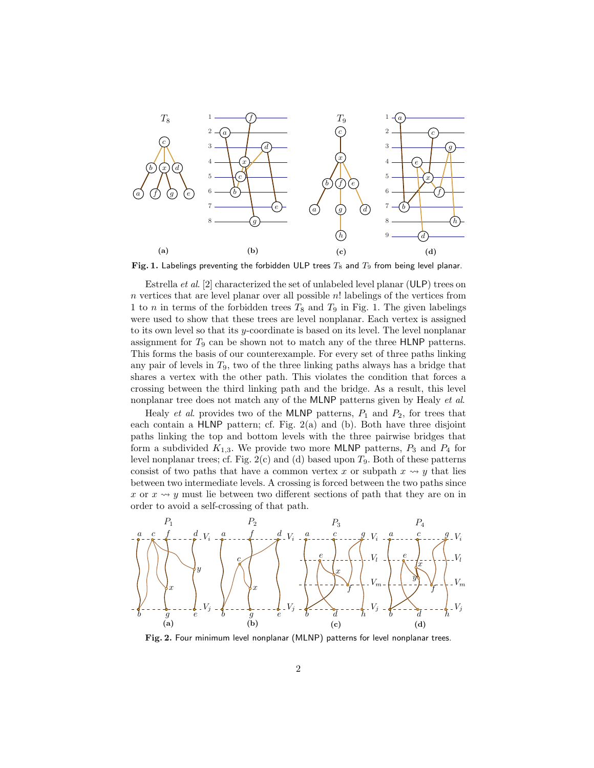**Fig. 1.** Labelings preventing the forbidden ULP trees $T_8$ and $T_9$ from being level planar.

Estrella *et al.* [2] characterized the set of unlabeled level planar (ULP) trees on $n$ vertices that are level planar over all possible $n!$ labelings of the vertices from 1 to $n$ in terms of the forbidden trees $T_8$ and $T_9$ in Fig. 1. The given labelings were used to show that these trees are level nonplanar. Each vertex is assigned to its own level so that its $y$-coordinate is based on its level. The level nonplanar assignment for $T_9$ can be shown not to match any of the three HLNP patterns. This forms the basis of our counterexample. For every set of three paths linking any pair of levels in $T_9$, two of the three linking paths always has a bridge that shares a vertex with the other path. This violates the condition that forces a crossing between the third linking path and the bridge. As a result, this level nonplanar tree does not match any of the MLNP patterns given by Healy *et al.*

Healy *et al.* provides two of the MLNP patterns, $P_1$ and $P_2$, for trees that each contain a HLNP pattern; cf. Fig. 2(a) and (b). Both have three disjoint paths linking the top and bottom levels with the three pairwise bridges that form a subdivided $K_{1,3}$. We provide two more MLNP patterns, $P_3$ and $P_4$ for level nonplanar trees; cf. Fig. 2(c) and (d) based upon $T_9$. Both of these patterns consist of two paths that have a common vertex $x$ or subpath $x \rightsquigarrow y$ that lies between two intermediate levels. A crossing is forced between the two paths since $x$ or $x \rightsquigarrow y$ must lie between two different sections of path that they are on in order to avoid a self-crossing of that path.

**Fig. 2.** Four minimum level nonplanar (MLNP) patterns for level nonplanar trees.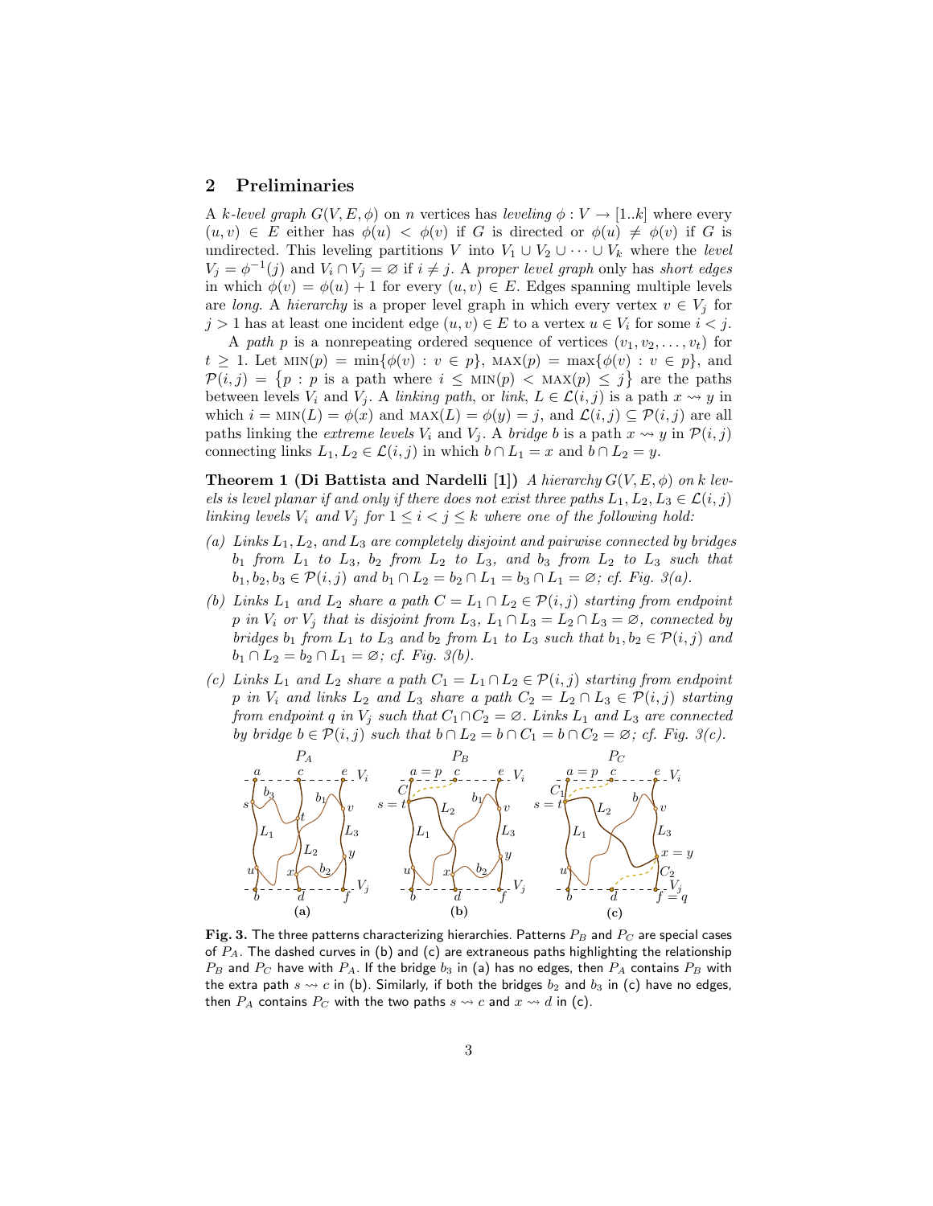## 2 Preliminaries

A *k-level graph* $G(V, E, \phi)$ on $n$ vertices has *leveling* $\phi : V \to [1..k]$ where every $(u, v) \in E$ either has $\phi(u) < \phi(v)$ if $G$ is directed or $\phi(u) \neq \phi(v)$ if $G$ is undirected. This leveling partitions $V$ into $V_1 \cup V_2 \cup \cdots \cup V_k$ where the *level* $V_j = \phi^{-1}(j)$ and $V_i \cap V_j = \varnothing$ if $i \neq j$. A *proper level graph* only has *short edges* in which $\phi(v) = \phi(u) + 1$ for every $(u, v) \in E$. Edges spanning multiple levels are *long*. A *hierarchy* is a proper level graph in which every vertex $v \in V_j$ for $j > 1$ has at least one incident edge $(u, v) \in E$ to a vertex $u \in V_i$ for some $i < j$.

A *path* $p$ is a nonrepeating ordered sequence of vertices $(v_1, v_2, \ldots, v_t)$ for $t \geq 1$. Let $\text{MIN}(p) = \min\{\phi(v) : v \in p\}$, $\text{MAX}(p) = \max\{\phi(v) : v \in p\}$, and $\mathcal{P}(i, j) = \{p : p \text{ is a path where } i \leq \text{MIN}(p) < \text{MAX}(p) \leq j\}$ are the paths between levels $V_i$ and $V_j$. A *linking path*, or *link*, $L \in \mathcal{L}(i, j)$ is a path $x \rightsquigarrow y$ in which $i = \text{MIN}(L) = \phi(x)$ and $\text{MAX}(L) = \phi(y) = j$, and $\mathcal{L}(i, j) \subseteq \mathcal{P}(i, j)$ are all paths linking the *extreme levels* $V_i$ and $V_j$. A *bridge* $b$ is a path $x \rightsquigarrow y$ in $\mathcal{P}(i, j)$ connecting links $L_1, L_2 \in \mathcal{L}(i, j)$ in which $b \cap L_1 = x$ and $b \cap L_2 = y$.

**Theorem 1 (Di Battista and Nardelli [1])** *A hierarchy $G(V, E, \phi)$ on $k$ levels is level planar if and only if there does not exist three paths $L_1, L_2, L_3 \in \mathcal{L}(i, j)$ linking levels $V_i$ and $V_j$ for $1 \leq i < j \leq k$ where one of the following hold:*

*(a) Links $L_1, L_2$, and $L_3$ are completely disjoint and pairwise connected by bridges $b_1$ from $L_1$ to $L_3$, $b_2$ from $L_2$ to $L_3$, and $b_3$ from $L_2$ to $L_3$ such that $b_1, b_2, b_3 \in \mathcal{P}(i, j)$ and $b_1 \cap L_2 = b_2 \cap L_1 = b_3 \cap L_1 = \varnothing$; cf. Fig. 3(a).*

*(b) Links $L_1$ and $L_2$ share a path $C = L_1 \cap L_2 \in \mathcal{P}(i, j)$ starting from endpoint $p$ in $V_i$ or $V_j$ that is disjoint from $L_3$, $L_1 \cap L_3 = L_2 \cap L_3 = \varnothing$, connected by bridges $b_1$ from $L_1$ to $L_3$ and $b_2$ from $L_1$ to $L_3$ such that $b_1, b_2 \in \mathcal{P}(i, j)$ and $b_1 \cap L_2 = b_2 \cap L_1 = \varnothing$; cf. Fig. 3(b).*

*(c) Links $L_1$ and $L_2$ share a path $C_1 = L_1 \cap L_2 \in \mathcal{P}(i, j)$ starting from endpoint $p$ in $V_i$ and links $L_2$ and $L_3$ share a path $C_2 = L_2 \cap L_3 \in \mathcal{P}(i, j)$ starting from endpoint $q$ in $V_j$ such that $C_1 \cap C_2 = \varnothing$. Links $L_1$ and $L_3$ are connected by bridge $b \in \mathcal{P}(i, j)$ such that $b \cap L_2 = b \cap C_1 = b \cap C_2 = \varnothing$; cf. Fig. 3(c).*

**Fig. 3.** The three patterns characterizing hierarchies. Patterns $P_B$ and $P_C$ are special cases of $P_A$. The dashed curves in (b) and (c) are extraneous paths highlighting the relationship $P_B$ and $P_C$ have with $P_A$. If the bridge $b_3$ in (a) has no edges, then $P_A$ contains $P_B$ with the extra path $s \rightsquigarrow c$ in (b). Similarly, if both the bridges $b_2$ and $b_3$ in (c) have no edges, then $P_A$ contains $P_C$ with the two paths $s \rightsquigarrow c$ and $x \rightsquigarrow d$ in (c).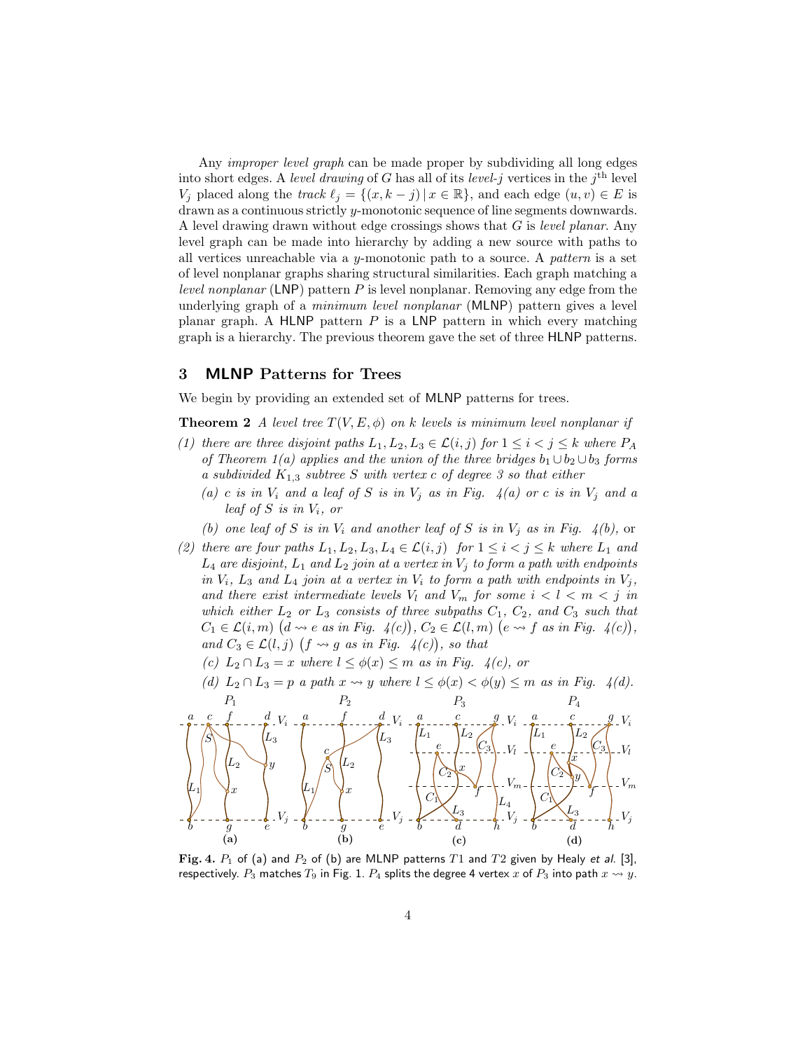Any *improper level graph* can be made proper by subdividing all long edges into short edges. A *level drawing* of $G$ has all of its *level-$j$* vertices in the $j^{\text{th}}$ level $V_j$ placed along the *track* $\ell_j = \{(x, k-j) \mid x \in \mathbb{R}\}$, and each edge $(u, v) \in E$ is drawn as a continuous strictly $y$-monotonic sequence of line segments downwards. A level drawing drawn without edge crossings shows that $G$ is *level planar*. Any level graph can be made into hierarchy by adding a new source with paths to all vertices unreachable via a $y$-monotonic path to a source. A *pattern* is a set of level nonplanar graphs sharing structural similarities. Each graph matching a *level nonplanar* (LNP) pattern $P$ is level nonplanar. Removing any edge from the underlying graph of a *minimum level nonplanar* (MLNP) pattern gives a level planar graph. A HLNP pattern $P$ is a LNP pattern in which every matching graph is a hierarchy. The previous theorem gave the set of three HLNP patterns.

## 3 MLNP Patterns for Trees

We begin by providing an extended set of MLNP patterns for trees.

**Theorem 2** *A level tree $T(V, E, \phi)$ on $k$ levels is minimum level nonplanar if*

*(1) there are three disjoint paths $L_1, L_2, L_3 \in \mathcal{L}(i, j)$ for $1 \le i < j \le k$ where $P_A$ of Theorem 1(a) applies and the union of the three bridges $b_1 \cup b_2 \cup b_3$ forms a subdivided $K_{1,3}$ subtree $S$ with vertex $c$ of degree 3 so that either*

  *(a) $c$ is in $V_i$ and a leaf of $S$ is in $V_j$ as in Fig. 4(a) or $c$ is in $V_j$ and a leaf of $S$ is in $V_i$, or*

  *(b) one leaf of $S$ is in $V_i$ and another leaf of $S$ is in $V_j$ as in Fig. 4(b),* or

*(2) there are four paths $L_1, L_2, L_3, L_4 \in \mathcal{L}(i, j)$ for $1 \le i < j \le k$ where $L_1$ and $L_4$ are disjoint, $L_1$ and $L_2$ join at a vertex in $V_j$ to form a path with endpoints in $V_i$, $L_3$ and $L_4$ join at a vertex in $V_i$ to form a path with endpoints in $V_j$, and there exist intermediate levels $V_l$ and $V_m$ for some $i < l < m < j$ in which either $L_2$ or $L_3$ consists of three subpaths $C_1$, $C_2$, and $C_3$ such that $C_1 \in \mathcal{L}(i, m)$ $\big(d \rightsquigarrow e$ as in Fig. 4(c)$\big)$, $C_2 \in \mathcal{L}(l, m)$ $\big(e \rightsquigarrow f$ as in Fig. 4(c)$\big)$, and $C_3 \in \mathcal{L}(l, j)$ $\big(f \rightsquigarrow g$ as in Fig. 4(c)$\big)$, so that*

  *(c) $L_2 \cap L_3 = x$ where $l \le \phi(x) \le m$ as in Fig. 4(c), or*

  *(d) $L_2 \cap L_3 = p$ a path $x \rightsquigarrow y$ where $l \le \phi(x) < \phi(y) \le m$ as in Fig. 4(d).*

**Fig. 4.** $P_1$ of (a) and $P_2$ of (b) are MLNP patterns $T1$ and $T2$ given by Healy *et al.* [3], respectively. $P_3$ matches $T_9$ in Fig. 1. $P_4$ splits the degree 4 vertex $x$ of $P_3$ into path $x \rightsquigarrow y$.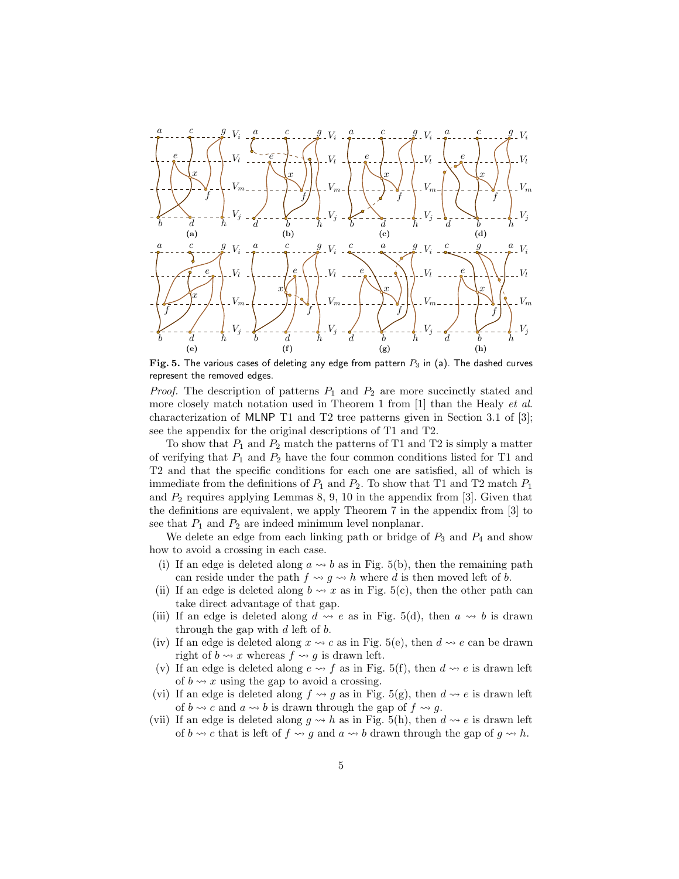**Fig. 5.** The various cases of deleting any edge from pattern $P_3$ in (a). The dashed curves represent the removed edges.

*Proof.* The description of patterns $P_1$ and $P_2$ are more succinctly stated and more closely match notation used in Theorem 1 from [1] than the Healy *et al.* characterization of MLNP T1 and T2 tree patterns given in Section 3.1 of [3]; see the appendix for the original descriptions of T1 and T2.

To show that $P_1$ and $P_2$ match the patterns of T1 and T2 is simply a matter of verifying that $P_1$ and $P_2$ have the four common conditions listed for T1 and T2 and that the specific conditions for each one are satisfied, all of which is immediate from the definitions of $P_1$ and $P_2$. To show that T1 and T2 match $P_1$ and $P_2$ requires applying Lemmas 8, 9, 10 in the appendix from [3]. Given that the definitions are equivalent, we apply Theorem 7 in the appendix from [3] to see that $P_1$ and $P_2$ are indeed minimum level nonplanar.

We delete an edge from each linking path or bridge of $P_3$ and $P_4$ and show how to avoid a crossing in each case.

(i) If an edge is deleted along $a \rightsquigarrow b$ as in Fig. 5(b), then the remaining path can reside under the path $f \rightsquigarrow g \rightsquigarrow h$ where $d$ is then moved left of $b$.

(ii) If an edge is deleted along $b \rightsquigarrow x$ as in Fig. 5(c), then the other path can take direct advantage of that gap.

(iii) If an edge is deleted along $d \rightsquigarrow e$ as in Fig. 5(d), then $a \rightsquigarrow b$ is drawn through the gap with $d$ left of $b$.

(iv) If an edge is deleted along $x \rightsquigarrow c$ as in Fig. 5(e), then $d \rightsquigarrow e$ can be drawn right of $b \rightsquigarrow x$ whereas $f \rightsquigarrow g$ is drawn left.

(v) If an edge is deleted along $e \rightsquigarrow f$ as in Fig. 5(f), then $d \rightsquigarrow e$ is drawn left of $b \rightsquigarrow x$ using the gap to avoid a crossing.

(vi) If an edge is deleted along $f \rightsquigarrow g$ as in Fig. 5(g), then $d \rightsquigarrow e$ is drawn left of $b \rightsquigarrow c$ and $a \rightsquigarrow b$ is drawn through the gap of $f \rightsquigarrow g$.

(vii) If an edge is deleted along $g \rightsquigarrow h$ as in Fig. 5(h), then $d \rightsquigarrow e$ is drawn left of $b \rightsquigarrow c$ that is left of $f \rightsquigarrow g$ and $a \rightsquigarrow b$ drawn through the gap of $g \rightsquigarrow h$.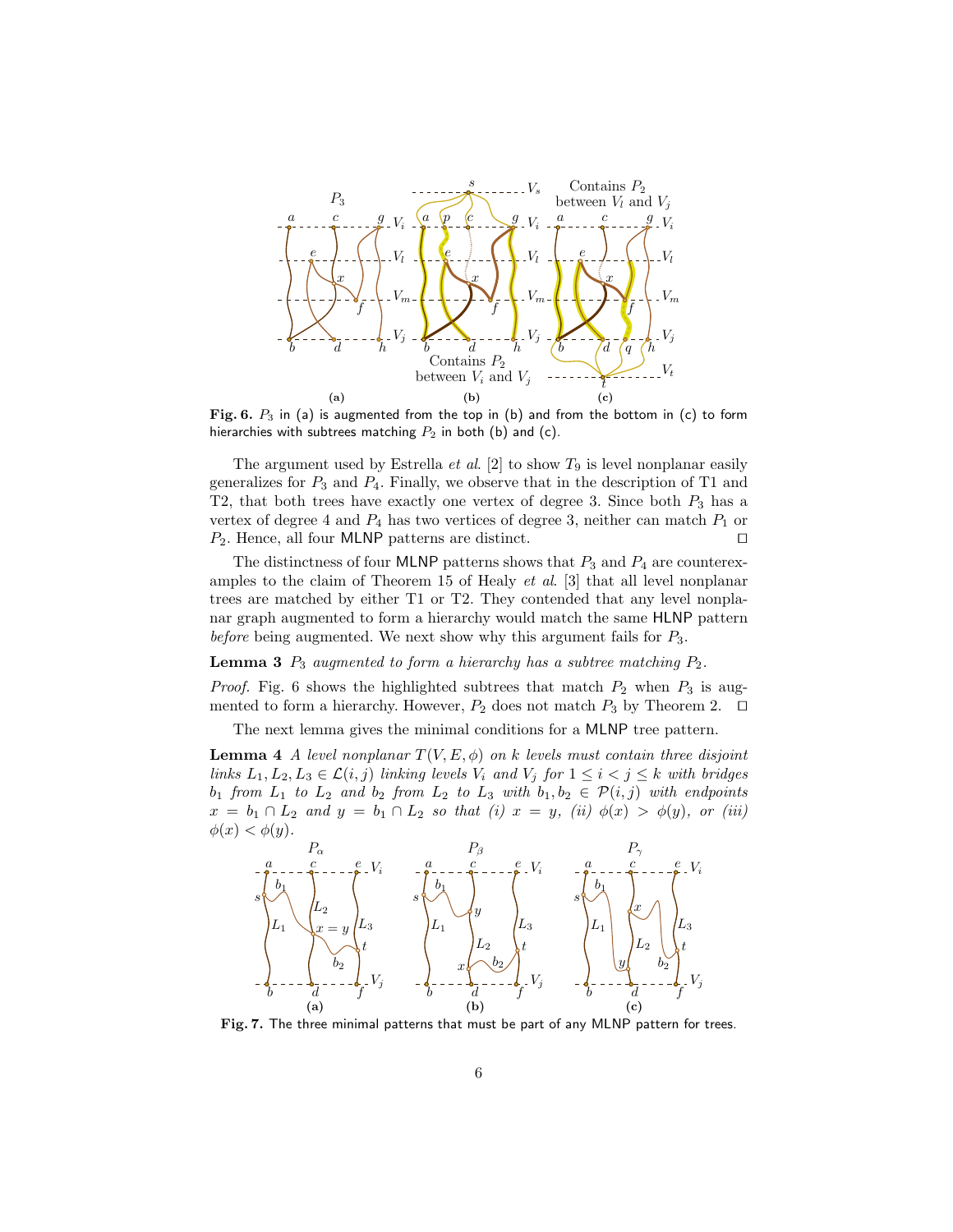**Fig. 6.** $P_3$ in (a) is augmented from the top in (b) and from the bottom in (c) to form hierarchies with subtrees matching $P_2$ in both (b) and (c).

The argument used by Estrella *et al.* [2] to show $T_9$ is level nonplanar easily generalizes for $P_3$ and $P_4$. Finally, we observe that in the description of T1 and T2, that both trees have exactly one vertex of degree 3. Since both $P_3$ has a vertex of degree 4 and $P_4$ has two vertices of degree 3, neither can match $P_1$ or $P_2$. Hence, all four MLNP patterns are distinct. □

The distinctness of four MLNP patterns shows that $P_3$ and $P_4$ are counterexamples to the claim of Theorem 15 of Healy *et al.* [3] that all level nonplanar trees are matched by either T1 or T2. They contended that any level nonplanar graph augmented to form a hierarchy would match the same HLNP pattern *before* being augmented. We next show why this argument fails for $P_3$.

**Lemma 3** *$P_3$ augmented to form a hierarchy has a subtree matching $P_2$.*

*Proof.* Fig. 6 shows the highlighted subtrees that match $P_2$ when $P_3$ is augmented to form a hierarchy. However, $P_2$ does not match $P_3$ by Theorem 2. □

The next lemma gives the minimal conditions for a MLNP tree pattern.

**Lemma 4** *A level nonplanar $T(V, E, \phi)$ on $k$ levels must contain three disjoint links $L_1, L_2, L_3 \in \mathcal{L}(i, j)$ linking levels $V_i$ and $V_j$ for $1 \leq i < j \leq k$ with bridges $b_1$ from $L_1$ to $L_2$ and $b_2$ from $L_2$ to $L_3$ with $b_1, b_2 \in \mathcal{P}(i, j)$ with endpoints $x = b_1 \cap L_2$ and $y = b_1 \cap L_2$ so that (i) $x = y$, (ii) $\phi(x) > \phi(y)$, or (iii) $\phi(x) < \phi(y)$.*

**Fig. 7.** The three minimal patterns that must be part of any MLNP pattern for trees.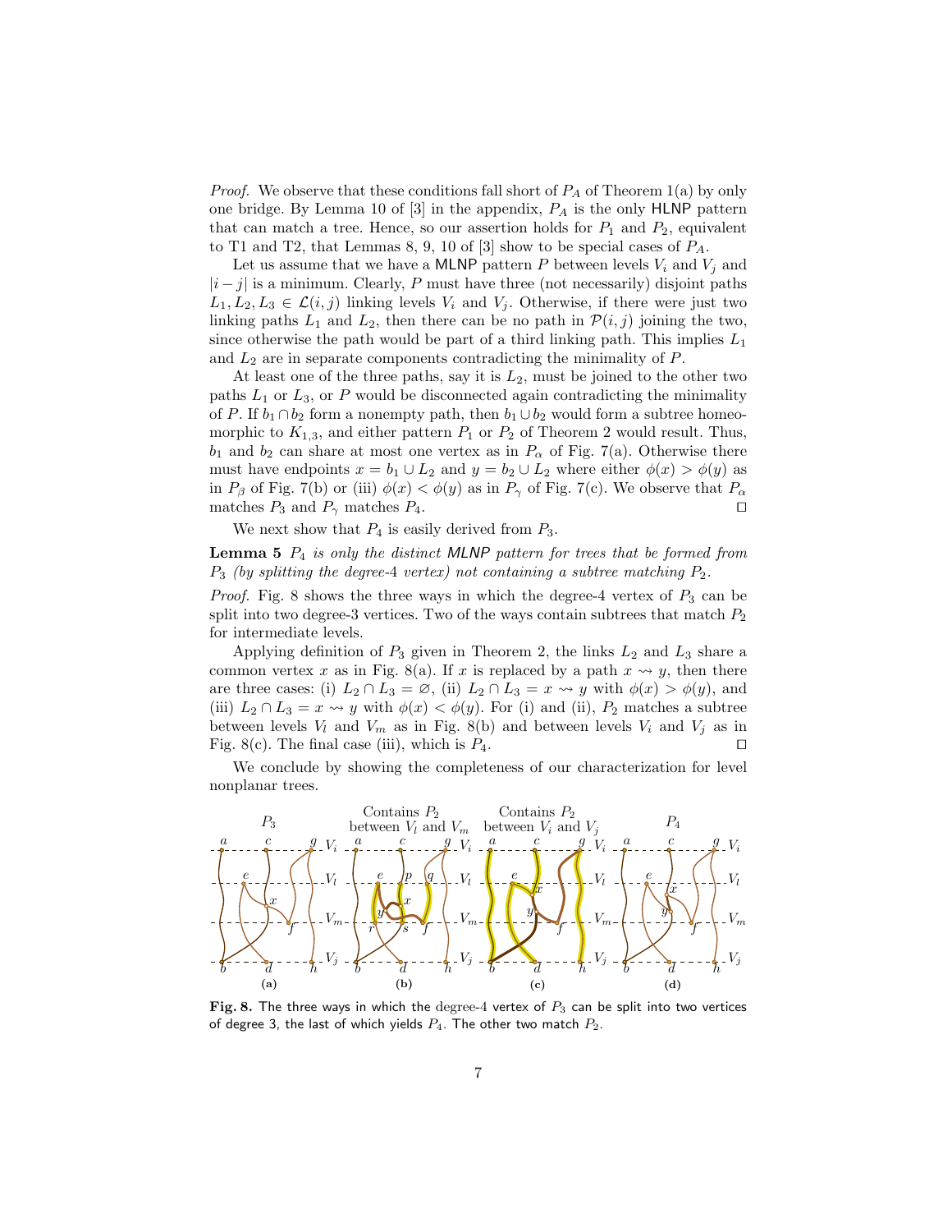*Proof.* We observe that these conditions fall short of $P_A$ of Theorem 1(a) by only one bridge. By Lemma 10 of [3] in the appendix, $P_A$ is the only HLNP pattern that can match a tree. Hence, so our assertion holds for $P_1$ and $P_2$, equivalent to T1 and T2, that Lemmas 8, 9, 10 of [3] show to be special cases of $P_A$.

Let us assume that we have a MLNP pattern $P$ between levels $V_i$ and $V_j$ and $|i - j|$ is a minimum. Clearly, $P$ must have three (not necessarily) disjoint paths $L_1, L_2, L_3 \in \mathcal{L}(i,j)$ linking levels $V_i$ and $V_j$. Otherwise, if there were just two linking paths $L_1$ and $L_2$, then there can be no path in $\mathcal{P}(i,j)$ joining the two, since otherwise the path would be part of a third linking path. This implies $L_1$ and $L_2$ are in separate components contradicting the minimality of $P$.

At least one of the three paths, say it is $L_2$, must be joined to the other two paths $L_1$ or $L_3$, or $P$ would be disconnected again contradicting the minimality of $P$. If $b_1 \cap b_2$ form a nonempty path, then $b_1 \cup b_2$ would form a subtree homeomorphic to $K_{1,3}$, and either pattern $P_1$ or $P_2$ of Theorem 2 would result. Thus, $b_1$ and $b_2$ can share at most one vertex as in $P_\alpha$ of Fig. 7(a). Otherwise there must have endpoints $x = b_1 \cup L_2$ and $y = b_2 \cup L_2$ where either $\phi(x) > \phi(y)$ as in $P_\beta$ of Fig. 7(b) or (iii) $\phi(x) < \phi(y)$ as in $P_\gamma$ of Fig. 7(c). We observe that $P_\alpha$ matches $P_3$ and $P_\gamma$ matches $P_4$. $\square$

We next show that $P_4$ is easily derived from $P_3$.

**Lemma 5** *$P_4$ is only the distinct MLNP pattern for trees that be formed from $P_3$ (by splitting the degree-4 vertex) not containing a subtree matching $P_2$.*

*Proof.* Fig. 8 shows the three ways in which the degree-4 vertex of $P_3$ can be split into two degree-3 vertices. Two of the ways contain subtrees that match $P_2$ for intermediate levels.

Applying definition of $P_3$ given in Theorem 2, the links $L_2$ and $L_3$ share a common vertex $x$ as in Fig. 8(a). If $x$ is replaced by a path $x \rightsquigarrow y$, then there are three cases: (i) $L_2 \cap L_3 = \varnothing$, (ii) $L_2 \cap L_3 = x \rightsquigarrow y$ with $\phi(x) > \phi(y)$, and (iii) $L_2 \cap L_3 = x \rightsquigarrow y$ with $\phi(x) < \phi(y)$. For (i) and (ii), $P_2$ matches a subtree between levels $V_l$ and $V_m$ as in Fig. 8(b) and between levels $V_i$ and $V_j$ as in Fig. 8(c). The final case (iii), which is $P_4$. $\square$

We conclude by showing the completeness of our characterization for level nonplanar trees.

**Fig. 8.** The three ways in which the degree-4 vertex of $P_3$ can be split into two vertices of degree 3, the last of which yields $P_4$. The other two match $P_2$.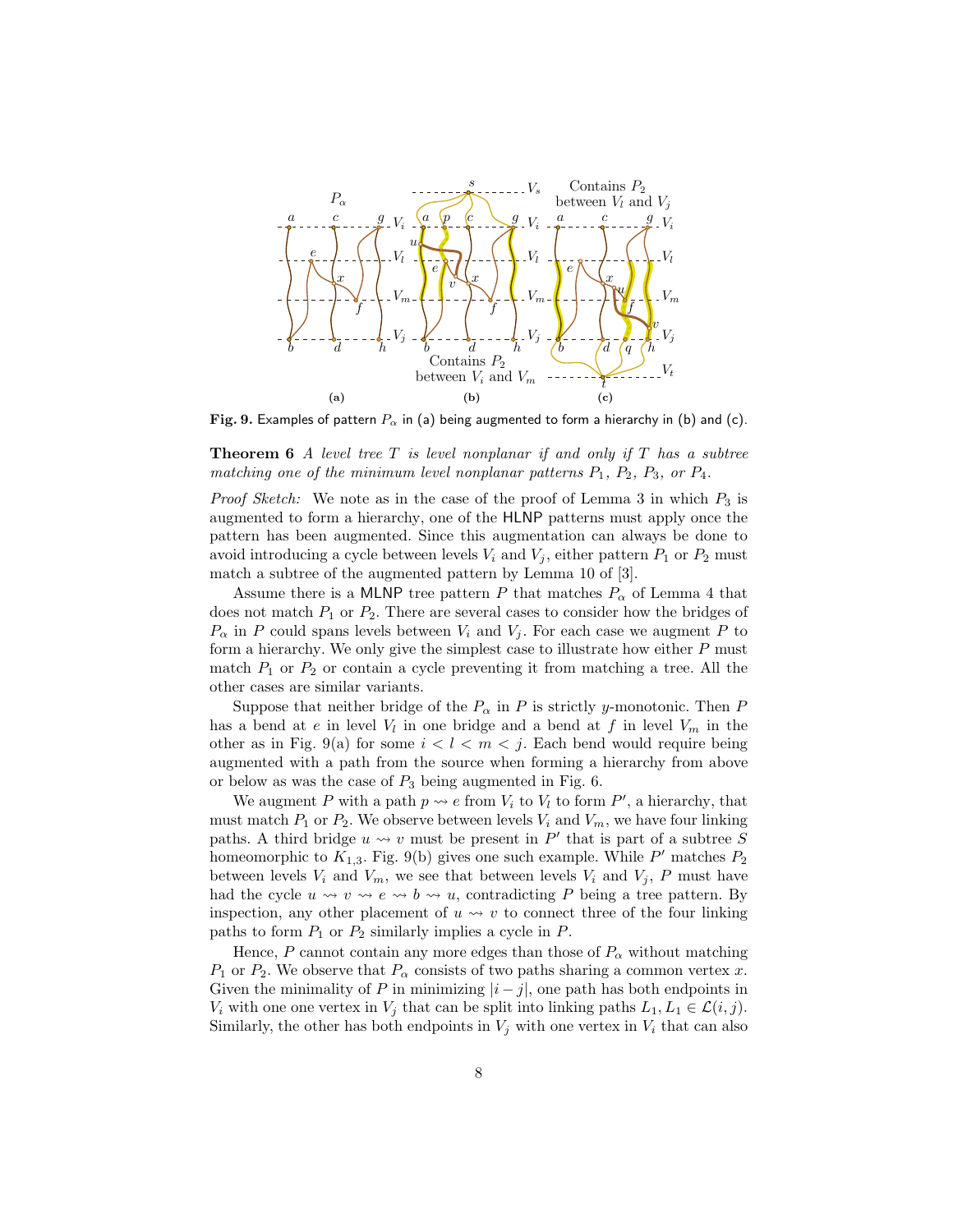**Fig. 9.** Examples of pattern $P_\alpha$ in (a) being augmented to form a hierarchy in (b) and (c).

**Theorem 6** *A level tree $T$ is level nonplanar if and only if $T$ has a subtree matching one of the minimum level nonplanar patterns $P_1$, $P_2$, $P_3$, or $P_4$.*

*Proof Sketch:* We note as in the case of the proof of Lemma 3 in which $P_3$ is augmented to form a hierarchy, one of the HLNP patterns must apply once the pattern has been augmented. Since this augmentation can always be done to avoid introducing a cycle between levels $V_i$ and $V_j$, either pattern $P_1$ or $P_2$ must match a subtree of the augmented pattern by Lemma 10 of [3].

Assume there is a MLNP tree pattern $P$ that matches $P_\alpha$ of Lemma 4 that does not match $P_1$ or $P_2$. There are several cases to consider how the bridges of $P_\alpha$ in $P$ could spans levels between $V_i$ and $V_j$. For each case we augment $P$ to form a hierarchy. We only give the simplest case to illustrate how either $P$ must match $P_1$ or $P_2$ or contain a cycle preventing it from matching a tree. All the other cases are similar variants.

Suppose that neither bridge of the $P_\alpha$ in $P$ is strictly $y$-monotonic. Then $P$ has a bend at $e$ in level $V_l$ in one bridge and a bend at $f$ in level $V_m$ in the other as in Fig. 9(a) for some $i < l < m < j$. Each bend would require being augmented with a path from the source when forming a hierarchy from above or below as was the case of $P_3$ being augmented in Fig. 6.

We augment $P$ with a path $p \rightsquigarrow e$ from $V_i$ to $V_l$ to form $P'$, a hierarchy, that must match $P_1$ or $P_2$. We observe between levels $V_i$ and $V_m$, we have four linking paths. A third bridge $u \rightsquigarrow v$ must be present in $P'$ that is part of a subtree $S$ homeomorphic to $K_{1,3}$. Fig. 9(b) gives one such example. While $P'$ matches $P_2$ between levels $V_i$ and $V_m$, we see that between levels $V_i$ and $V_j$, $P$ must have had the cycle $u \rightsquigarrow v \rightsquigarrow e \rightsquigarrow b \rightsquigarrow u$, contradicting $P$ being a tree pattern. By inspection, any other placement of $u \rightsquigarrow v$ to connect three of the four linking paths to form $P_1$ or $P_2$ similarly implies a cycle in $P$.

Hence, $P$ cannot contain any more edges than those of $P_\alpha$ without matching $P_1$ or $P_2$. We observe that $P_\alpha$ consists of two paths sharing a common vertex $x$. Given the minimality of $P$ in minimizing $|i - j|$, one path has both endpoints in $V_i$ with one one vertex in $V_j$ that can be split into linking paths $L_1, L_1 \in \mathcal{L}(i, j)$. Similarly, the other has both endpoints in $V_j$ with one vertex in $V_i$ that can also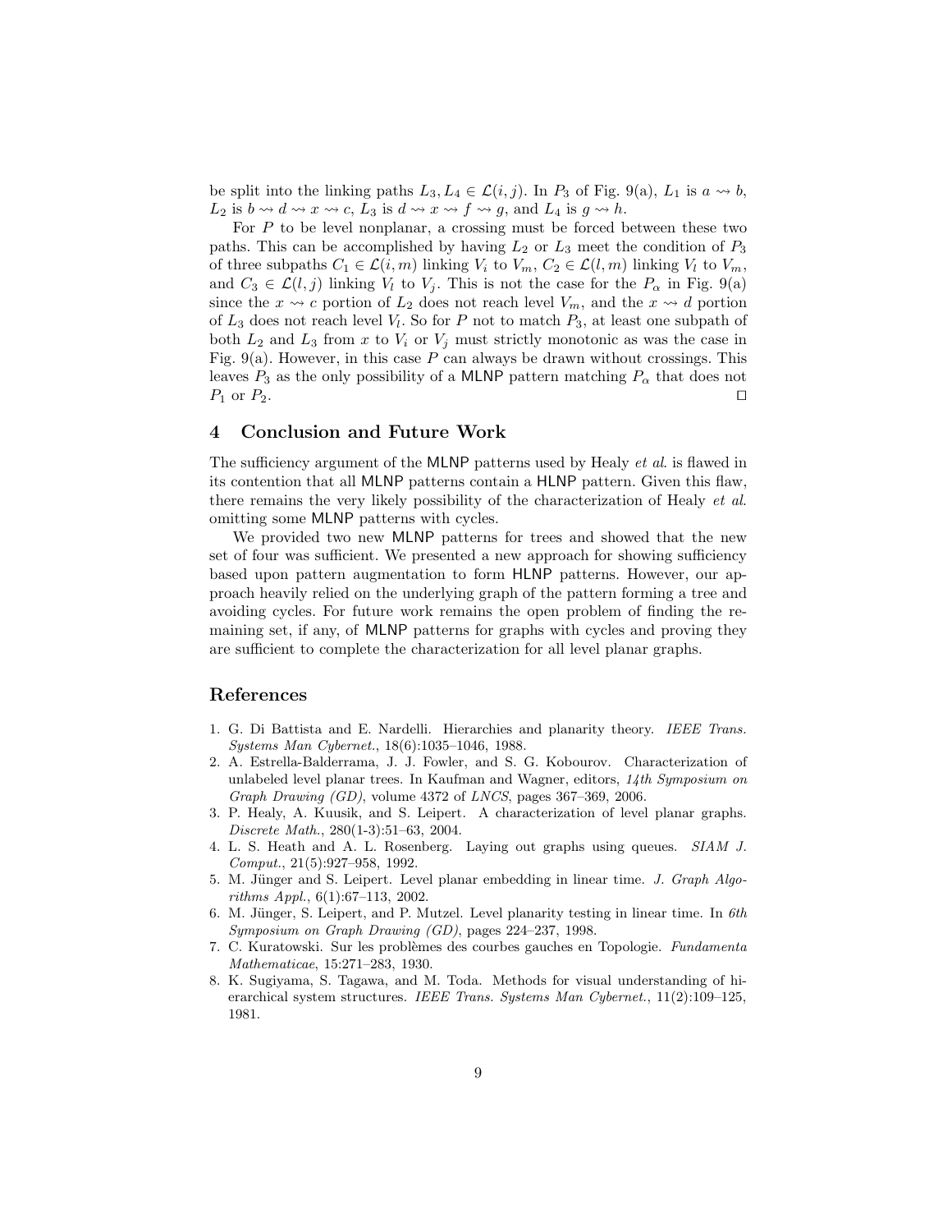be split into the linking paths $L_3, L_4 \in \mathcal{L}(i,j)$. In $P_3$ of Fig. 9(a), $L_1$ is $a \rightsquigarrow b$, $L_2$ is $b \rightsquigarrow d \rightsquigarrow x \rightsquigarrow c$, $L_3$ is $d \rightsquigarrow x \rightsquigarrow f \rightsquigarrow g$, and $L_4$ is $g \rightsquigarrow h$.

For $P$ to be level nonplanar, a crossing must be forced between these two paths. This can be accomplished by having $L_2$ or $L_3$ meet the condition of $P_3$ of three subpaths $C_1 \in \mathcal{L}(i,m)$ linking $V_i$ to $V_m$, $C_2 \in \mathcal{L}(l,m)$ linking $V_l$ to $V_m$, and $C_3 \in \mathcal{L}(l,j)$ linking $V_l$ to $V_j$. This is not the case for the $P_\alpha$ in Fig. 9(a) since the $x \rightsquigarrow c$ portion of $L_2$ does not reach level $V_m$, and the $x \rightsquigarrow d$ portion of $L_3$ does not reach level $V_l$. So for $P$ not to match $P_3$, at least one subpath of both $L_2$ and $L_3$ from $x$ to $V_i$ or $V_j$ must strictly monotonic as was the case in Fig. 9(a). However, in this case $P$ can always be drawn without crossings. This leaves $P_3$ as the only possibility of a MLNP pattern matching $P_\alpha$ that does not $P_1$ or $P_2$. □

## 4 Conclusion and Future Work

The sufficiency argument of the MLNP patterns used by Healy *et al*. is flawed in its contention that all MLNP patterns contain a HLNP pattern. Given this flaw, there remains the very likely possibility of the characterization of Healy *et al.* omitting some MLNP patterns with cycles.

We provided two new MLNP patterns for trees and showed that the new set of four was sufficient. We presented a new approach for showing sufficiency based upon pattern augmentation to form HLNP patterns. However, our approach heavily relied on the underlying graph of the pattern forming a tree and avoiding cycles. For future work remains the open problem of finding the remaining set, if any, of MLNP patterns for graphs with cycles and proving they are sufficient to complete the characterization for all level planar graphs.

## References

1. G. Di Battista and E. Nardelli. Hierarchies and planarity theory. *IEEE Trans. Systems Man Cybernet.*, 18(6):1035–1046, 1988.
2. A. Estrella-Balderrama, J. J. Fowler, and S. G. Kobourov. Characterization of unlabeled level planar trees. In Kaufman and Wagner, editors, *14th Symposium on Graph Drawing (GD)*, volume 4372 of *LNCS*, pages 367–369, 2006.
3. P. Healy, A. Kuusik, and S. Leipert. A characterization of level planar graphs. *Discrete Math.*, 280(1-3):51–63, 2004.
4. L. S. Heath and A. L. Rosenberg. Laying out graphs using queues. *SIAM J. Comput.*, 21(5):927–958, 1992.
5. M. Jünger and S. Leipert. Level planar embedding in linear time. *J. Graph Algorithms Appl.*, 6(1):67–113, 2002.
6. M. Jünger, S. Leipert, and P. Mutzel. Level planarity testing in linear time. In *6th Symposium on Graph Drawing (GD)*, pages 224–237, 1998.
7. C. Kuratowski. Sur les problèmes des courbes gauches en Topologie. *Fundamenta Mathematicae*, 15:271–283, 1930.
8. K. Sugiyama, S. Tagawa, and M. Toda. Methods for visual understanding of hierarchical system structures. *IEEE Trans. Systems Man Cybernet.*, 11(2):109–125, 1981.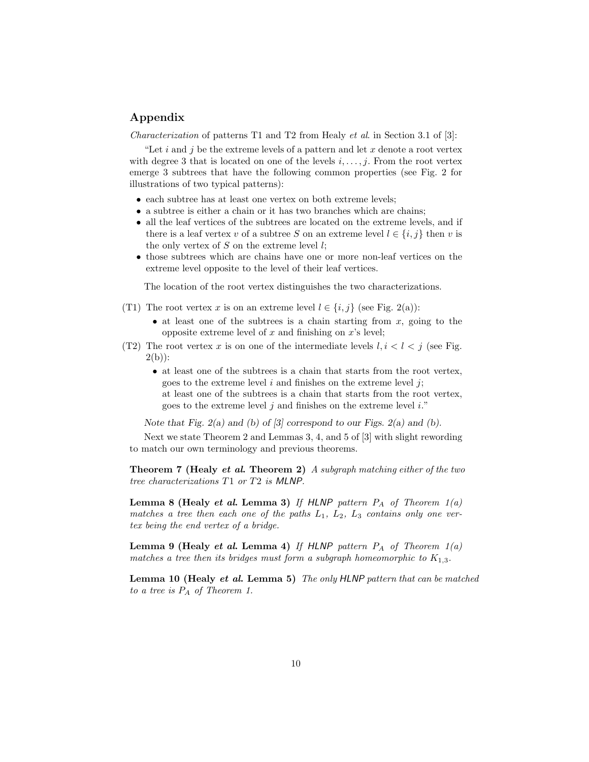## Appendix

*Characterization* of patterns T1 and T2 from Healy *et al*. in Section 3.1 of [3]:

"Let $i$ and $j$ be the extreme levels of a pattern and let $x$ denote a root vertex with degree 3 that is located on one of the levels $i, \ldots, j$. From the root vertex emerge 3 subtrees that have the following common properties (see Fig. 2 for illustrations of two typical patterns):

- each subtree has at least one vertex on both extreme levels;
- a subtree is either a chain or it has two branches which are chains;
- all the leaf vertices of the subtrees are located on the extreme levels, and if there is a leaf vertex $v$ of a subtree $S$ on an extreme level $l \in \{i, j\}$ then $v$ is the only vertex of $S$ on the extreme level $l$;
- those subtrees which are chains have one or more non-leaf vertices on the extreme level opposite to the level of their leaf vertices.

The location of the root vertex distinguishes the two characterizations.

(T1) The root vertex $x$ is on an extreme level $l \in \{i, j\}$ (see Fig. 2(a)):
- at least one of the subtrees is a chain starting from $x$, going to the opposite extreme level of $x$ and finishing on $x$'s level;

(T2) The root vertex $x$ is on one of the intermediate levels $l, i < l < j$ (see Fig. 2(b)):
- at least one of the subtrees is a chain that starts from the root vertex, goes to the extreme level $i$ and finishes on the extreme level $j$;
at least one of the subtrees is a chain that starts from the root vertex, goes to the extreme level $j$ and finishes on the extreme level $i$."

*Note that Fig. 2(a) and (b) of [3] correspond to our Figs. 2(a) and (b).*

Next we state Theorem 2 and Lemmas 3, 4, and 5 of [3] with slight rewording to match our own terminology and previous theorems.

**Theorem 7 (Healy *et al.* Theorem 2)** *A subgraph matching either of the two tree characterizations T1 or T2 is MLNP.*

**Lemma 8 (Healy *et al.* Lemma 3)** *If HLNP pattern $P_A$ of Theorem 1(a) matches a tree then each one of the paths $L_1$, $L_2$, $L_3$ contains only one vertex being the end vertex of a bridge.*

**Lemma 9 (Healy *et al.* Lemma 4)** *If HLNP pattern $P_A$ of Theorem 1(a) matches a tree then its bridges must form a subgraph homeomorphic to $K_{1,3}$.*

**Lemma 10 (Healy *et al.* Lemma 5)** *The only HLNP pattern that can be matched to a tree is $P_A$ of Theorem 1.*